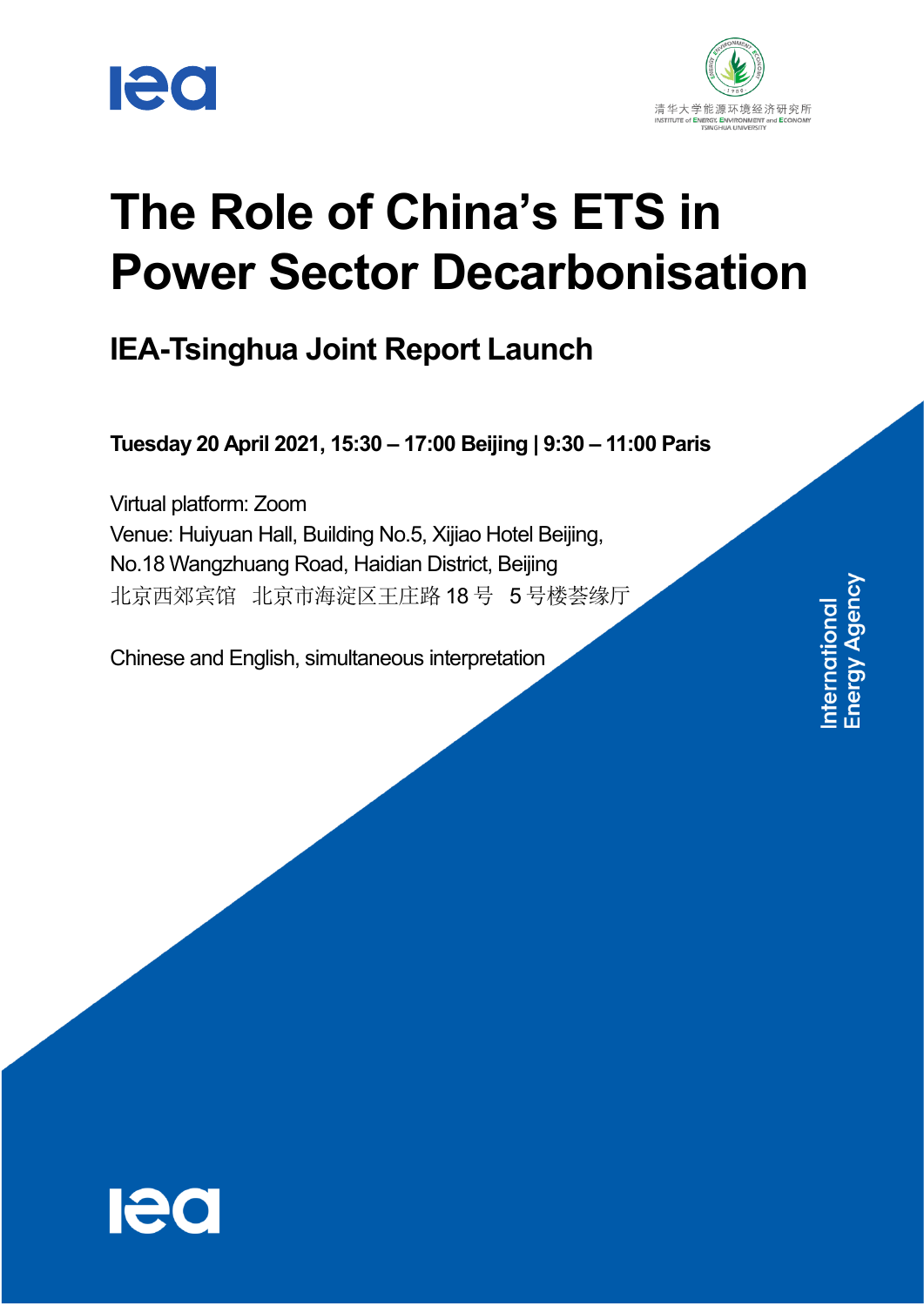清华大学能源环境经济研究所
INSTITUTE of ENERGY, ENVIRONMENT and ECONOMY
TSINGHUA UNIVERSITY

# The Role of China's ETS in Power Sector Decarbonisation

## IEA-Tsinghua Joint Report Launch

**Tuesday 20 April 2021, 15:30 – 17:00 Beijing | 9:30 – 11:00 Paris**

Virtual platform: Zoom
Venue: Huiyuan Hall, Building No.5, Xijiao Hotel Beijing, No.18 Wangzhuang Road, Haidian District, Beijing
北京西郊宾馆 北京市海淀区王庄路 18 号 5 号楼荟缘厅

Chinese and English, simultaneous interpretation

International Energy Agency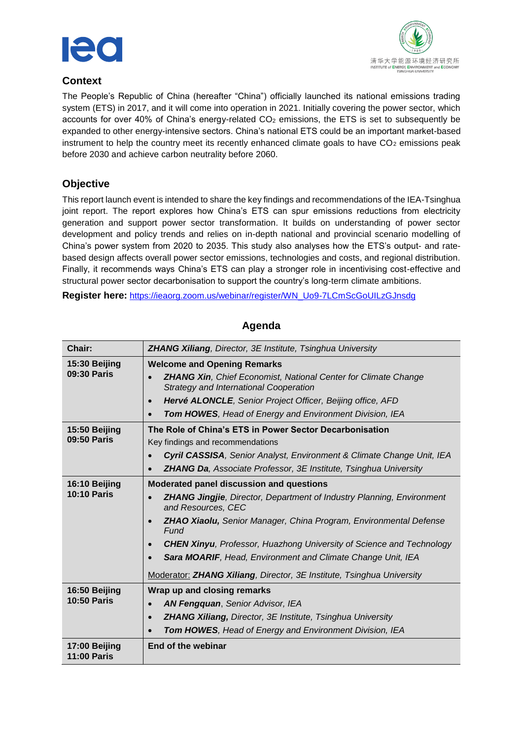## Context

The People's Republic of China (hereafter "China") officially launched its national emissions trading system (ETS) in 2017, and it will come into operation in 2021. Initially covering the power sector, which accounts for over 40% of China's energy-related $CO_2$ emissions, the ETS is set to subsequently be expanded to other energy-intensive sectors. China's national ETS could be an important market-based instrument to help the country meet its recently enhanced climate goals to have $CO_2$ emissions peak before 2030 and achieve carbon neutrality before 2060.

## Objective

This report launch event is intended to share the key findings and recommendations of the IEA-Tsinghua joint report. The report explores how China's ETS can spur emissions reductions from electricity generation and support power sector transformation. It builds on understanding of power sector development and policy trends and relies on in-depth national and provincial scenario modelling of China's power system from 2020 to 2035. This study also analyses how the ETS's output- and rate-based design affects overall power sector emissions, technologies and costs, and regional distribution. Finally, it recommends ways China's ETS can play a stronger role in incentivising cost-effective and structural power sector decarbonisation to support the country's long-term climate ambitions.

**Register here:** https://ieaorg.zoom.us/webinar/register/WN_Uo9-7LCmScGoUILzGJnsdg

## Agenda

| **Chair:** | ***ZHANG Xiliang***, *Director, 3E Institute, Tsinghua University* |
|---|---|
| **15:30 Beijing**<br>**09:30 Paris** | **Welcome and Opening Remarks**<br>• ***ZHANG Xin****, Chief Economist, National Center for Climate Change Strategy and International Cooperation*<br>• ***Hervé ALONCLE****, Senior Project Officer, Beijing office, AFD*<br>• ***Tom HOWES****, Head of Energy and Environment Division, IEA* |
| **15:50 Beijing**<br>**09:50 Paris** | **The Role of China's ETS in Power Sector Decarbonisation**<br>Key findings and recommendations<br>• ***Cyril CASSISA****, Senior Analyst, Environment & Climate Change Unit, IEA*<br>• ***ZHANG Da****, Associate Professor, 3E Institute, Tsinghua University* |
| **16:10 Beijing**<br>**10:10 Paris** | **Moderated panel discussion and questions**<br>• ***ZHANG Jingjie****, Director, Department of Industry Planning, Environment and Resources, CEC*<br>• ***ZHAO Xiaolu,*** *Senior Manager, China Program, Environmental Defense Fund*<br>• ***CHEN Xinyu****, Professor, Huazhong University of Science and Technology*<br>• ***Sara MOARIF****, Head, Environment and Climate Change Unit, IEA*<br><br>Moderator: ***ZHANG Xiliang****, Director, 3E Institute, Tsinghua University* |
| **16:50 Beijing**<br>**10:50 Paris** | **Wrap up and closing remarks**<br>• ***AN Fengquan****, Senior Advisor, IEA*<br>• ***ZHANG Xiliang,*** *Director, 3E Institute, Tsinghua University*<br>• ***Tom HOWES****, Head of Energy and Environment Division, IEA* |
| **17:00 Beijing**<br>**11:00 Paris** | **End of the webinar** |